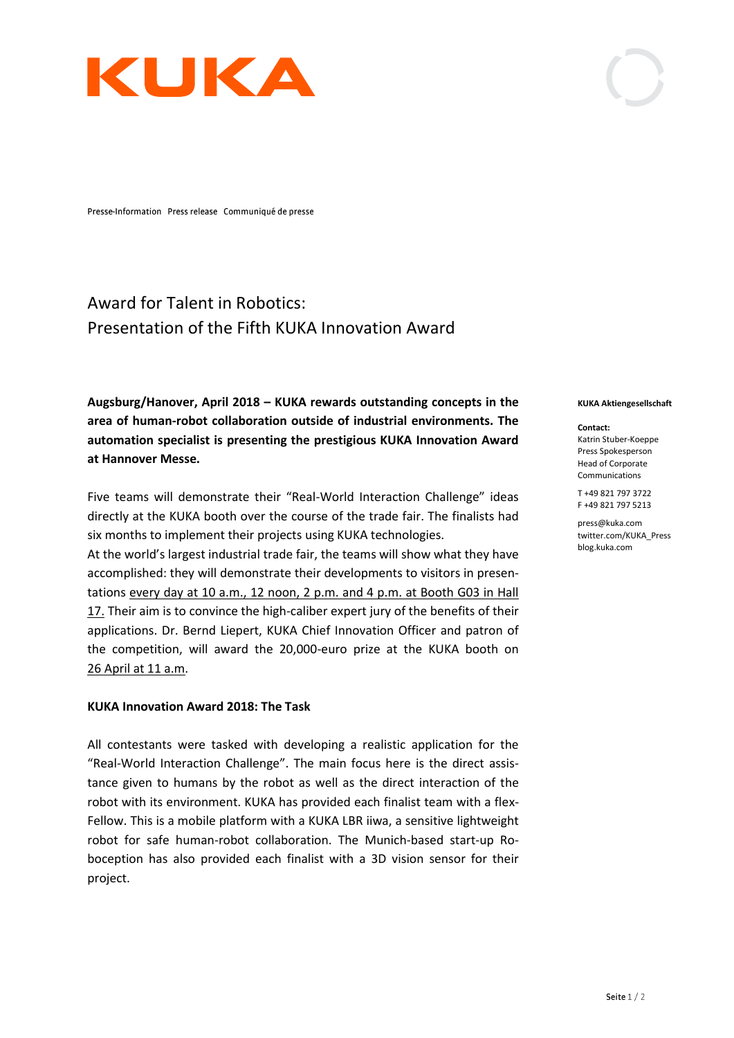KUKA

Presse-Information Press release Communiqué de presse

# Award for Talent in Robotics: Presentation of the Fifth KUKA Innovation Award

**Augsburg/Hanover, April 2018 – KUKA rewards outstanding concepts in the area of human-robot collaboration outside of industrial environments. The automation specialist is presenting the prestigious KUKA Innovation Award at Hannover Messe.**

Five teams will demonstrate their "Real-World Interaction Challenge" ideas directly at the KUKA booth over the course of the trade fair. The finalists had six months to implement their projects using KUKA technologies.

At the world's largest industrial trade fair, the teams will show what they have accomplished: they will demonstrate their developments to visitors in presentations every day at 10 a.m., 12 noon, 2 p.m. and 4 p.m. at Booth G03 in Hall 17. Their aim is to convince the high-caliber expert jury of the benefits of their applications. Dr. Bernd Liepert, KUKA Chief Innovation Officer and patron of the competition, will award the 20,000-euro prize at the KUKA booth on 26 April at 11 a.m.

## KUKA Innovation Award 2018: The Task

All contestants were tasked with developing a realistic application for the "Real-World Interaction Challenge". The main focus here is the direct assistance given to humans by the robot as well as the direct interaction of the robot with its environment. KUKA has provided each finalist team with a flexFellow. This is a mobile platform with a KUKA LBR iiwa, a sensitive lightweight robot for safe human-robot collaboration. The Munich-based start-up Roboception has also provided each finalist with a 3D vision sensor for their project.

**KUKA Aktiengesellschaft**

**Contact:**
Katrin Stuber-Koeppe
Press Spokesperson
Head of Corporate Communications

T +49 821 797 3722
F +49 821 797 5213

press@kuka.com
twitter.com/KUKA_Press
blog.kuka.com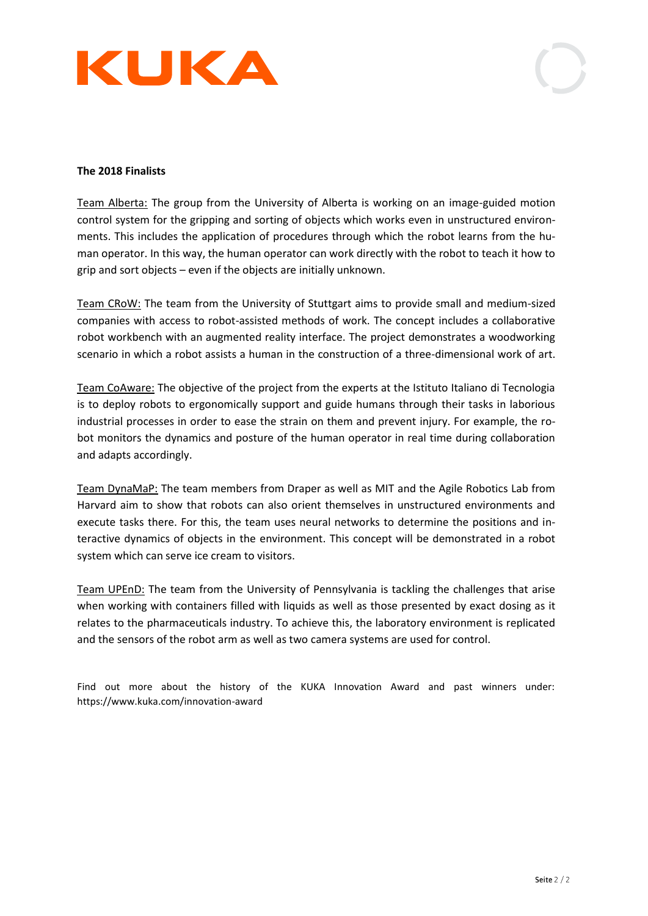**The 2018 Finalists**

Team Alberta: The group from the University of Alberta is working on an image-guided motion control system for the gripping and sorting of objects which works even in unstructured environments. This includes the application of procedures through which the robot learns from the human operator. In this way, the human operator can work directly with the robot to teach it how to grip and sort objects – even if the objects are initially unknown.

Team CRoW: The team from the University of Stuttgart aims to provide small and medium-sized companies with access to robot-assisted methods of work. The concept includes a collaborative robot workbench with an augmented reality interface. The project demonstrates a woodworking scenario in which a robot assists a human in the construction of a three-dimensional work of art.

Team CoAware: The objective of the project from the experts at the Istituto Italiano di Tecnologia is to deploy robots to ergonomically support and guide humans through their tasks in laborious industrial processes in order to ease the strain on them and prevent injury. For example, the robot monitors the dynamics and posture of the human operator in real time during collaboration and adapts accordingly.

Team DynaMaP: The team members from Draper as well as MIT and the Agile Robotics Lab from Harvard aim to show that robots can also orient themselves in unstructured environments and execute tasks there. For this, the team uses neural networks to determine the positions and interactive dynamics of objects in the environment. This concept will be demonstrated in a robot system which can serve ice cream to visitors.

Team UPEnD: The team from the University of Pennsylvania is tackling the challenges that arise when working with containers filled with liquids as well as those presented by exact dosing as it relates to the pharmaceuticals industry. To achieve this, the laboratory environment is replicated and the sensors of the robot arm as well as two camera systems are used for control.

Find out more about the history of the KUKA Innovation Award and past winners under: https://www.kuka.com/innovation-award